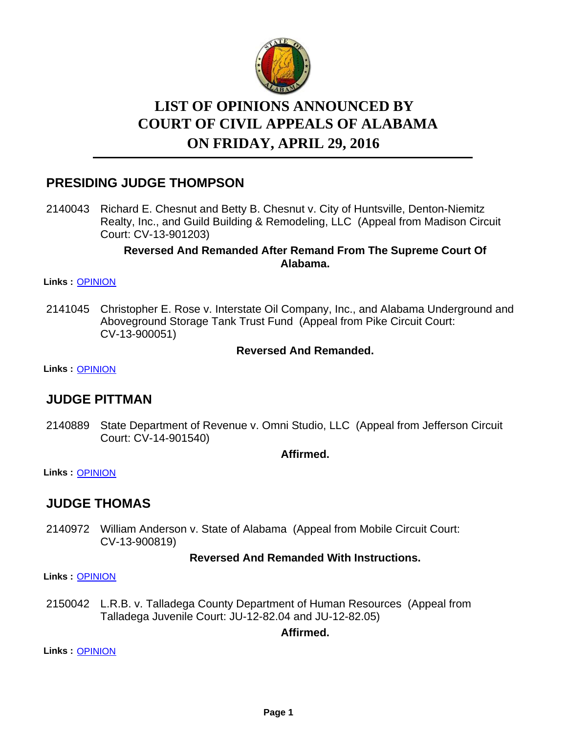# LIST OF OPINIONS ANNOUNCED BY COURT OF CIVIL APPEALS OF ALABAMA ON FRIDAY, APRIL 29, 2016

## PRESIDING JUDGE THOMPSON

2140043 Richard E. Chesnut and Betty B. Chesnut v. City of Huntsville, Denton-Niemitz Realty, Inc., and Guild Building & Remodeling, LLC (Appeal from Madison Circuit Court: CV-13-901203)

**Reversed And Remanded After Remand From The Supreme Court Of Alabama.**

**Links :** OPINION

2141045 Christopher E. Rose v. Interstate Oil Company, Inc., and Alabama Underground and Aboveground Storage Tank Trust Fund (Appeal from Pike Circuit Court: CV-13-900051)

**Reversed And Remanded.**

**Links :** OPINION

## JUDGE PITTMAN

2140889 State Department of Revenue v. Omni Studio, LLC (Appeal from Jefferson Circuit Court: CV-14-901540)

**Affirmed.**

**Links :** OPINION

## JUDGE THOMAS

2140972 William Anderson v. State of Alabama (Appeal from Mobile Circuit Court: CV-13-900819)

**Reversed And Remanded With Instructions.**

**Links :** OPINION

2150042 L.R.B. v. Talladega County Department of Human Resources (Appeal from Talladega Juvenile Court: JU-12-82.04 and JU-12-82.05)

**Affirmed.**

**Links :** OPINION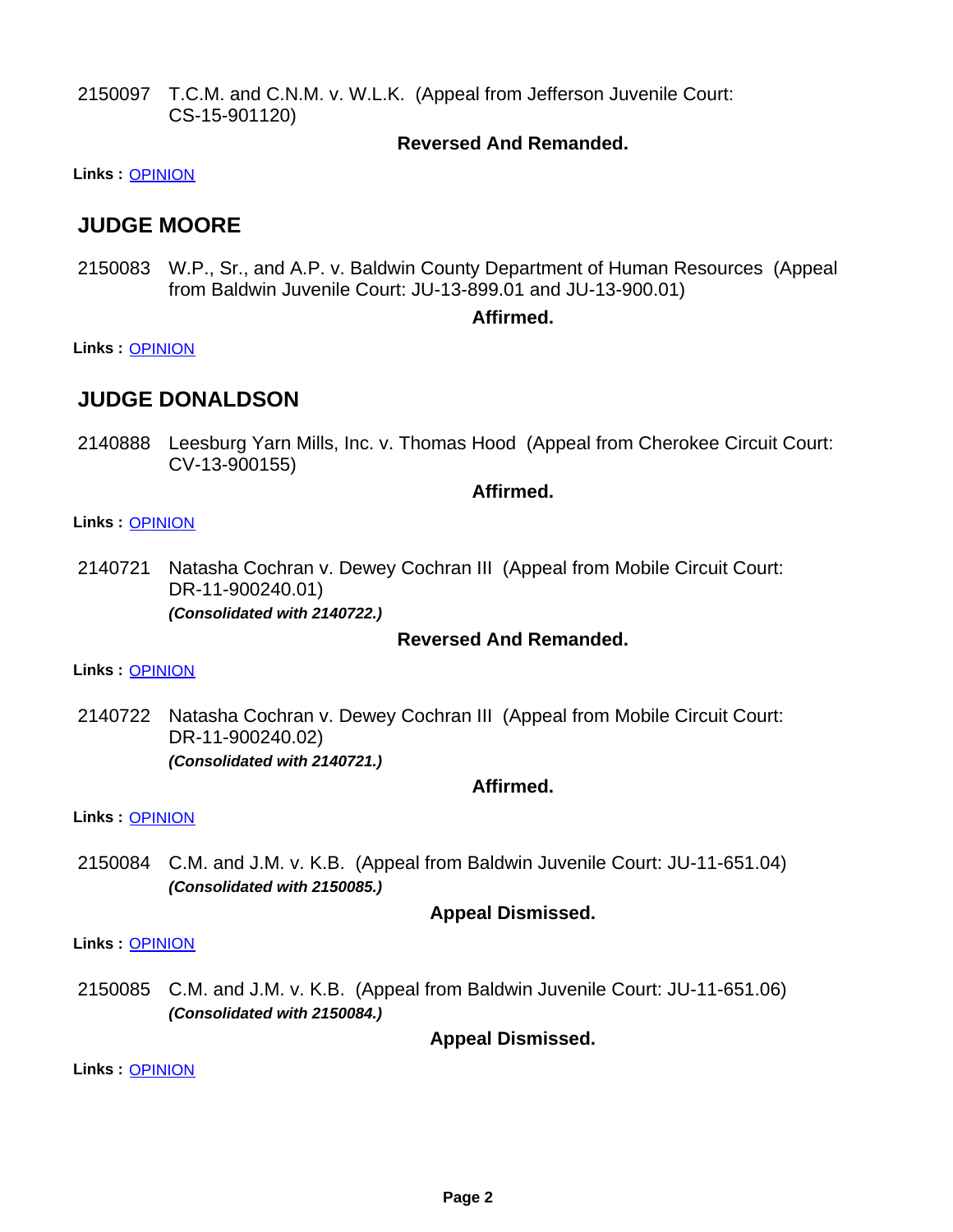2150097 T.C.M. and C.N.M. v. W.L.K. (Appeal from Jefferson Juvenile Court: CS-15-901120)

**Reversed And Remanded.**

**Links :** OPINION

## JUDGE MOORE

2150083 W.P., Sr., and A.P. v. Baldwin County Department of Human Resources (Appeal from Baldwin Juvenile Court: JU-13-899.01 and JU-13-900.01)

**Affirmed.**

**Links :** OPINION

## JUDGE DONALDSON

2140888 Leesburg Yarn Mills, Inc. v. Thomas Hood (Appeal from Cherokee Circuit Court: CV-13-900155)

**Affirmed.**

**Links :** OPINION

2140721 Natasha Cochran v. Dewey Cochran III (Appeal from Mobile Circuit Court: DR-11-900240.01)
***(Consolidated with 2140722.)***

**Reversed And Remanded.**

**Links :** OPINION

2140722 Natasha Cochran v. Dewey Cochran III (Appeal from Mobile Circuit Court: DR-11-900240.02)
***(Consolidated with 2140721.)***

**Affirmed.**

**Links :** OPINION

2150084 C.M. and J.M. v. K.B. (Appeal from Baldwin Juvenile Court: JU-11-651.04)
***(Consolidated with 2150085.)***

**Appeal Dismissed.**

**Links :** OPINION

2150085 C.M. and J.M. v. K.B. (Appeal from Baldwin Juvenile Court: JU-11-651.06)
***(Consolidated with 2150084.)***

**Appeal Dismissed.**

**Links :** OPINION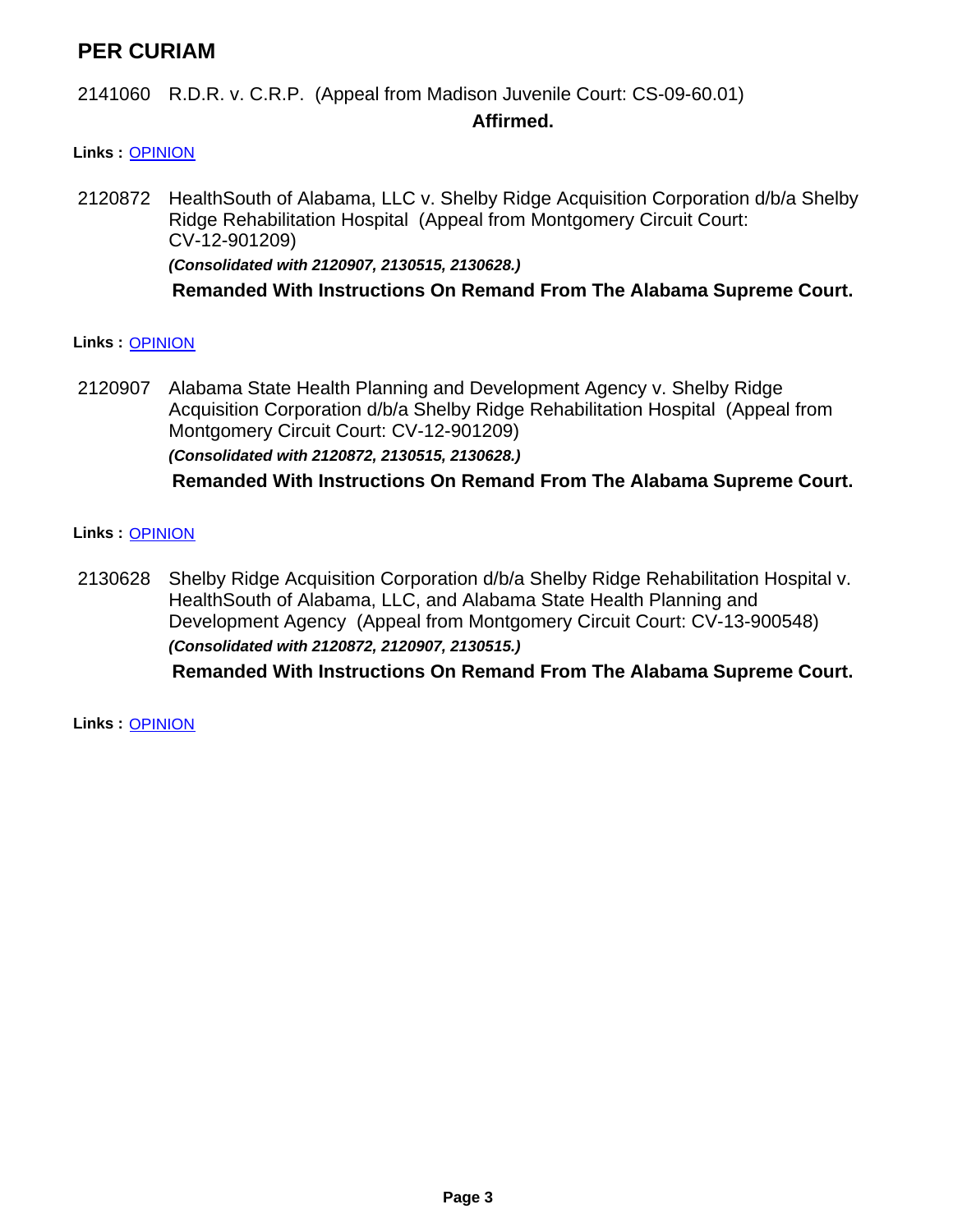## PER CURIAM

2141060 R.D.R. v. C.R.P. (Appeal from Madison Juvenile Court: CS-09-60.01)

**Affirmed.**

**Links :** OPINION

2120872 HealthSouth of Alabama, LLC v. Shelby Ridge Acquisition Corporation d/b/a Shelby Ridge Rehabilitation Hospital (Appeal from Montgomery Circuit Court: CV-12-901209)

***(Consolidated with 2120907, 2130515, 2130628.)***

**Remanded With Instructions On Remand From The Alabama Supreme Court.**

**Links :** OPINION

2120907 Alabama State Health Planning and Development Agency v. Shelby Ridge Acquisition Corporation d/b/a Shelby Ridge Rehabilitation Hospital (Appeal from Montgomery Circuit Court: CV-12-901209)

***(Consolidated with 2120872, 2130515, 2130628.)***

**Remanded With Instructions On Remand From The Alabama Supreme Court.**

**Links :** OPINION

2130628 Shelby Ridge Acquisition Corporation d/b/a Shelby Ridge Rehabilitation Hospital v. HealthSouth of Alabama, LLC, and Alabama State Health Planning and Development Agency (Appeal from Montgomery Circuit Court: CV-13-900548)

***(Consolidated with 2120872, 2120907, 2130515.)***

**Remanded With Instructions On Remand From The Alabama Supreme Court.**

**Links :** OPINION